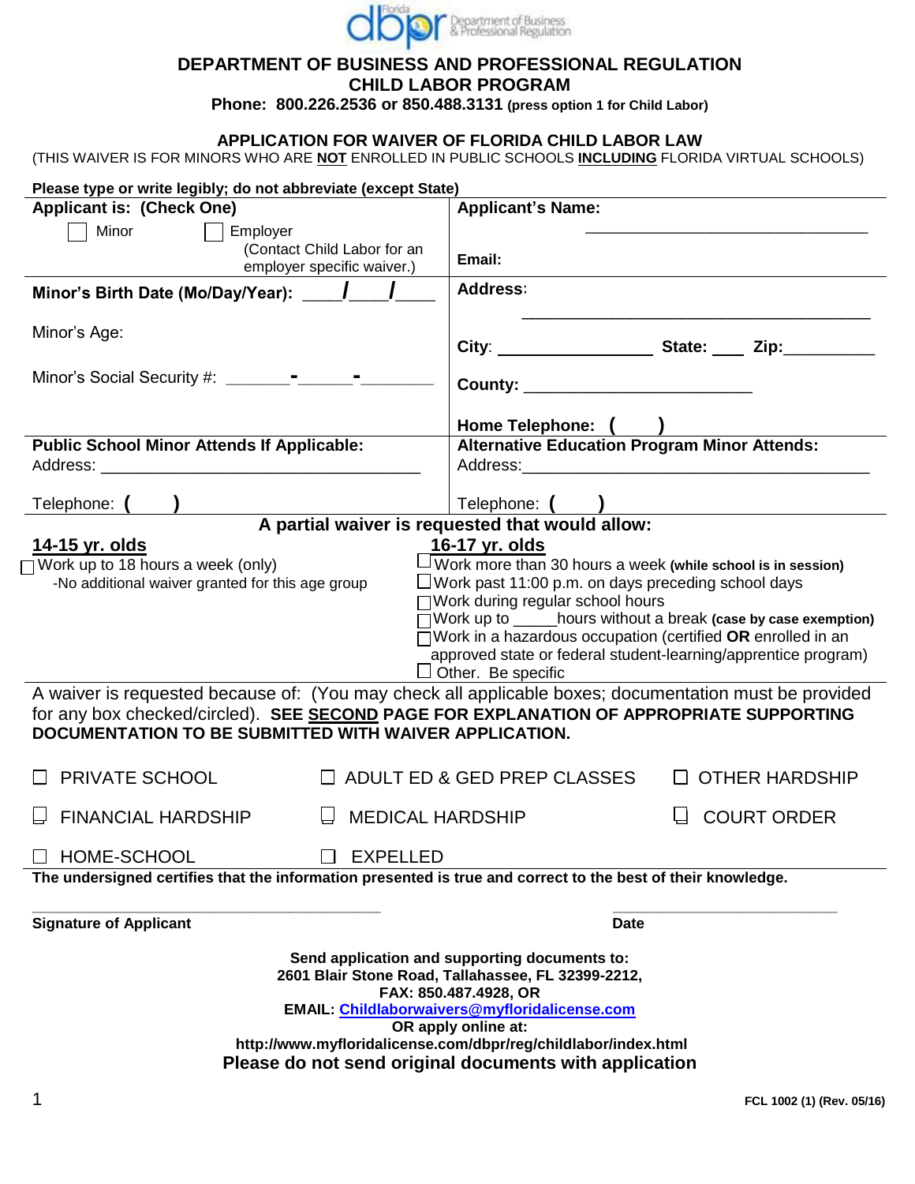Florida dbpr Department of Business & Professional Regulation

# DEPARTMENT OF BUSINESS AND PROFESSIONAL REGULATION
## CHILD LABOR PROGRAM

**Phone: 800.226.2536 or 850.488.3131 (press option 1 for Child Labor)**

### APPLICATION FOR WAIVER OF FLORIDA CHILD LABOR LAW

(THIS WAIVER IS FOR MINORS WHO ARE **NOT** ENROLLED IN PUBLIC SCHOOLS **INCLUDING** FLORIDA VIRTUAL SCHOOLS)

**Please type or write legibly; do not abbreviate (except State)**

| | |
|---|---|
| **Applicant is: (Check One)**<br>☐ Minor ☐ Employer (Contact Child Labor for an employer specific waiver.) | **Applicant's Name:** ______________________________<br>**Email:** |
| **Minor's Birth Date (Mo/Day/Year):** ____/____/____<br>Minor's Age:<br>Minor's Social Security #: _______-______-_______ | **Address:** ______________________________<br>**City:** ________________ **State:** ____ **Zip:** __________<br>**County:** ________________________<br>**Home Telephone: (     )** |
| **Public School Minor Attends If Applicable:**<br>Address: ______________________________<br>Telephone: **(     )** | **Alternative Education Program Minor Attends:**<br>Address: ______________________________<br>Telephone: **(     )** |

**A partial waiver is requested that would allow:**

**14-15 yr. olds**

- ☐ Work up to 18 hours a week (only)
  - -No additional waiver granted for this age group

**16-17 yr. olds**

- ☐ Work more than 30 hours a week **(while school is in session)**
- ☐ Work past 11:00 p.m. on days preceding school days
- ☐ Work during regular school hours
- ☐ Work up to _____hours without a break **(case by case exemption)**
- ☐ Work in a hazardous occupation (certified **OR** enrolled in an approved state or federal student-learning/apprentice program)
- ☐ Other. Be specific

A waiver is requested because of: (You may check all applicable boxes; documentation must be provided for any box checked/circled). **SEE SECOND PAGE FOR EXPLANATION OF APPROPRIATE SUPPORTING DOCUMENTATION TO BE SUBMITTED WITH WAIVER APPLICATION.**

| | | |
|---|---|---|
| ☐ PRIVATE SCHOOL | ☐ ADULT ED & GED PREP CLASSES | ☐ OTHER HARDSHIP |
| ☐ FINANCIAL HARDSHIP | ☐ MEDICAL HARDSHIP | ☐ COURT ORDER |
| ☐ HOME-SCHOOL | ☐ EXPELLED | |

**The undersigned certifies that the information presented is true and correct to the best of their knowledge.**

______________________________ ______________________

**Signature of Applicant** **Date**

**Send application and supporting documents to:**
**2601 Blair Stone Road, Tallahassee, FL 32399-2212,**
**FAX: 850.487.4928, OR**
**EMAIL: Childlaborwaivers@myfloridalicense.com**
**OR apply online at:**
**http://www.myfloridalicense.com/dbpr/reg/childlabor/index.html**
**Please do not send original documents with application**

FCL 1002 (1) (Rev. 05/16)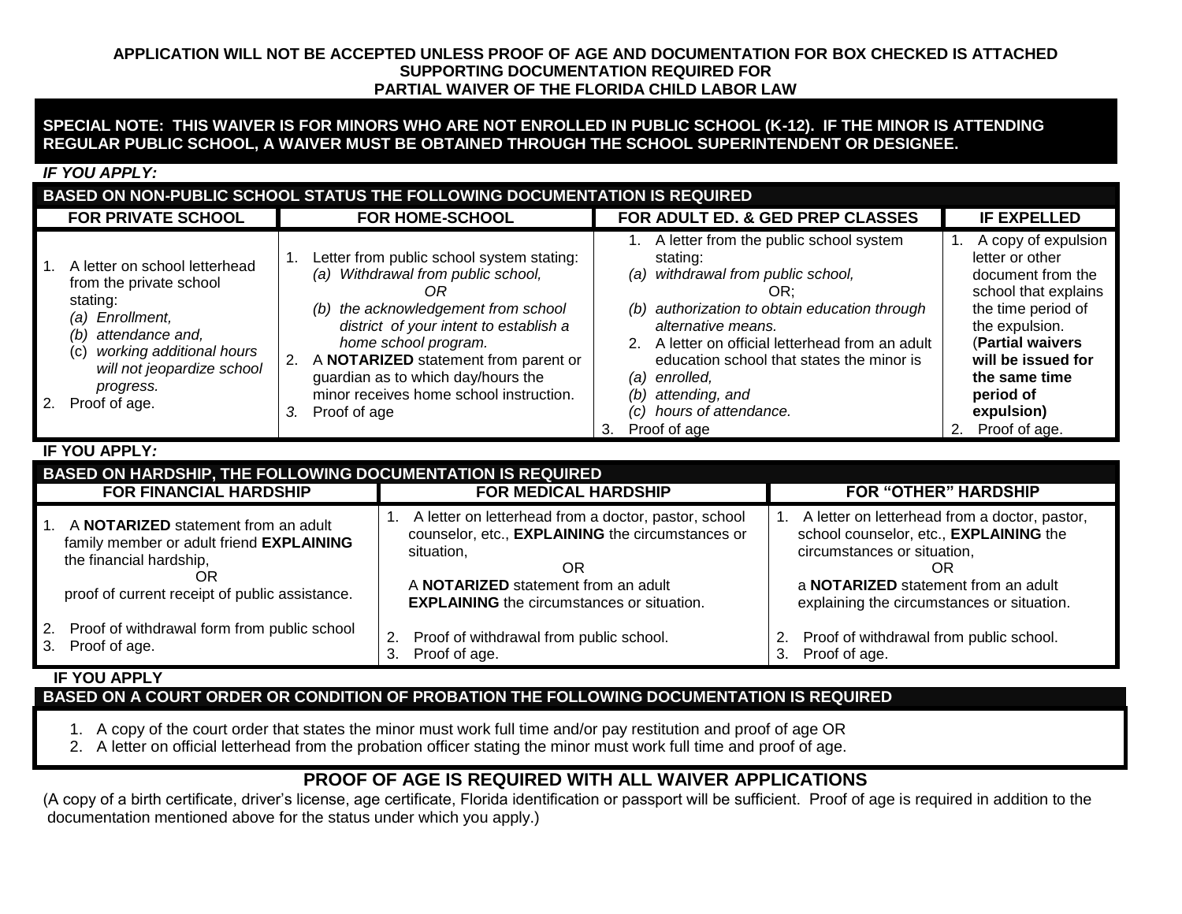**APPLICATION WILL NOT BE ACCEPTED UNLESS PROOF OF AGE AND DOCUMENTATION FOR BOX CHECKED IS ATTACHED**
**SUPPORTING DOCUMENTATION REQUIRED FOR**
**PARTIAL WAIVER OF THE FLORIDA CHILD LABOR LAW**

**SPECIAL NOTE: THIS WAIVER IS FOR MINORS WHO ARE NOT ENROLLED IN PUBLIC SCHOOL (K-12). IF THE MINOR IS ATTENDING REGULAR PUBLIC SCHOOL, A WAIVER MUST BE OBTAINED THROUGH THE SCHOOL SUPERINTENDENT OR DESIGNEE.**

***IF YOU APPLY:***

**BASED ON NON-PUBLIC SCHOOL STATUS THE FOLLOWING DOCUMENTATION IS REQUIRED**

| FOR PRIVATE SCHOOL | FOR HOME-SCHOOL | FOR ADULT ED. & GED PREP CLASSES | IF EXPELLED |
|---|---|---|---|
| 1. A letter on school letterhead from the private school stating: *(a) Enrollment,* *(b) attendance and,* (c) *working additional hours will not jeopardize school progress.*<br>2. Proof of age. | 1. Letter from public school system stating: *(a) Withdrawal from public school,* *OR* *(b) the acknowledgement from school district of your intent to establish a home school program.*<br>2. A **NOTARIZED** statement from parent or guardian as to which day/hours the minor receives home school instruction.<br>*3.* Proof of age | 1. A letter from the public school system stating: *(a) withdrawal from public school,* OR; *(b) authorization to obtain education through alternative means.*<br>2. A letter on official letterhead from an adult education school that states the minor is *(a) enrolled,* *(b) attending, and* *(c) hours of attendance.*<br>3. Proof of age | 1. A copy of expulsion letter or other document from the school that explains the time period of the expulsion. (**Partial waivers will be issued for the same time period of expulsion)**<br>2. Proof of age. |

**IF YOU APPLY*:***

**BASED ON HARDSHIP, THE FOLLOWING DOCUMENTATION IS REQUIRED**

| FOR FINANCIAL HARDSHIP | FOR MEDICAL HARDSHIP | FOR "OTHER" HARDSHIP |
|---|---|---|
| 1. A **NOTARIZED** statement from an adult family member or adult friend **EXPLAINING** the financial hardship, OR proof of current receipt of public assistance.<br>2. Proof of withdrawal form from public school<br>3. Proof of age. | 1. A letter on letterhead from a doctor, pastor, school counselor, etc., **EXPLAINING** the circumstances or situation, OR A **NOTARIZED** statement from an adult **EXPLAINING** the circumstances or situation.<br>2. Proof of withdrawal from public school.<br>3. Proof of age. | 1. A letter on letterhead from a doctor, pastor, school counselor, etc., **EXPLAINING** the circumstances or situation, OR a **NOTARIZED** statement from an adult explaining the circumstances or situation.<br>2. Proof of withdrawal from public school.<br>3. Proof of age. |

**IF YOU APPLY**

**BASED ON A COURT ORDER OR CONDITION OF PROBATION THE FOLLOWING DOCUMENTATION IS REQUIRED**

1. A copy of the court order that states the minor must work full time and/or pay restitution and proof of age OR
2. A letter on official letterhead from the probation officer stating the minor must work full time and proof of age.

**PROOF OF AGE IS REQUIRED WITH ALL WAIVER APPLICATIONS**

(A copy of a birth certificate, driver's license, age certificate, Florida identification or passport will be sufficient. Proof of age is required in addition to the documentation mentioned above for the status under which you apply.)